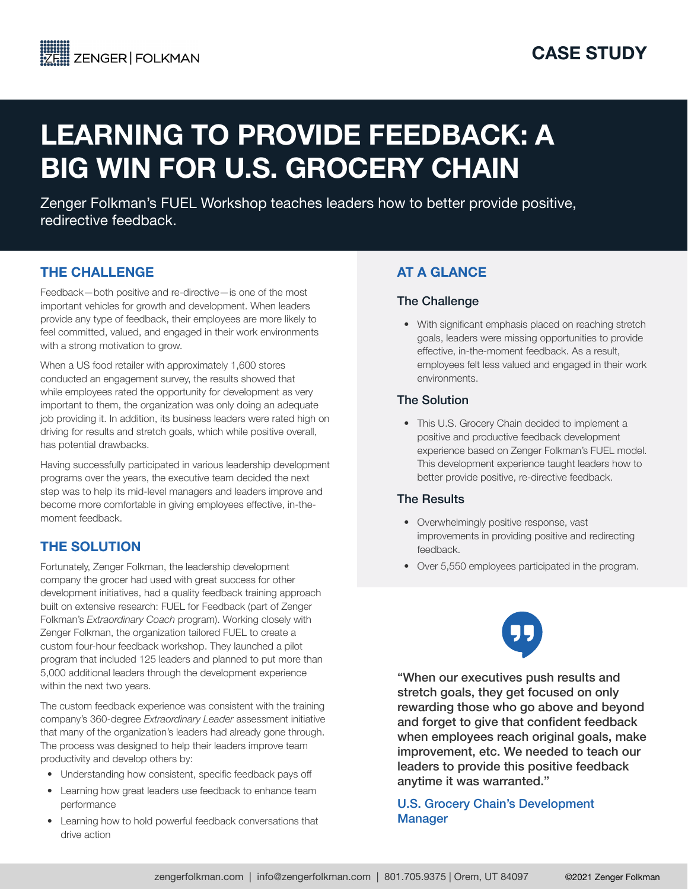ZENGER | FOLKMAN

CASE STUDY

# LEARNING TO PROVIDE FEEDBACK: A BIG WIN FOR U.S. GROCERY CHAIN

Zenger Folkman's FUEL Workshop teaches leaders how to better provide positive, redirective feedback.

## THE CHALLENGE

Feedback—both positive and re-directive—is one of the most important vehicles for growth and development. When leaders provide any type of feedback, their employees are more likely to feel committed, valued, and engaged in their work environments with a strong motivation to grow.

When a US food retailer with approximately 1,600 stores conducted an engagement survey, the results showed that while employees rated the opportunity for development as very important to them, the organization was only doing an adequate job providing it. In addition, its business leaders were rated high on driving for results and stretch goals, which while positive overall, has potential drawbacks.

Having successfully participated in various leadership development programs over the years, the executive team decided the next step was to help its mid-level managers and leaders improve and become more comfortable in giving employees effective, in-the-moment feedback.

## THE SOLUTION

Fortunately, Zenger Folkman, the leadership development company the grocer had used with great success for other development initiatives, had a quality feedback training approach built on extensive research: FUEL for Feedback (part of Zenger Folkman's *Extraordinary Coach* program). Working closely with Zenger Folkman, the organization tailored FUEL to create a custom four-hour feedback workshop. They launched a pilot program that included 125 leaders and planned to put more than 5,000 additional leaders through the development experience within the next two years.

The custom feedback experience was consistent with the training company's 360-degree *Extraordinary Leader* assessment initiative that many of the organization's leaders had already gone through. The process was designed to help their leaders improve team productivity and develop others by:

- Understanding how consistent, specific feedback pays off
- Learning how great leaders use feedback to enhance team performance
- Learning how to hold powerful feedback conversations that drive action

## AT A GLANCE

### The Challenge

- With significant emphasis placed on reaching stretch goals, leaders were missing opportunities to provide effective, in-the-moment feedback. As a result, employees felt less valued and engaged in their work environments.

### The Solution

- This U.S. Grocery Chain decided to implement a positive and productive feedback development experience based on Zenger Folkman's FUEL model. This development experience taught leaders how to better provide positive, re-directive feedback.

### The Results

- Overwhelmingly positive response, vast improvements in providing positive and redirecting feedback.
- Over 5,550 employees participated in the program.

**"When our executives push results and stretch goals, they get focused on only rewarding those who go above and beyond and forget to give that confident feedback when employees reach original goals, make improvement, etc. We needed to teach our leaders to provide this positive feedback anytime it was warranted."**

U.S. Grocery Chain's Development Manager

zengerfolkman.com | info@zengerfolkman.com | 801.705.9375 | Orem, UT 84097 ©2021 Zenger Folkman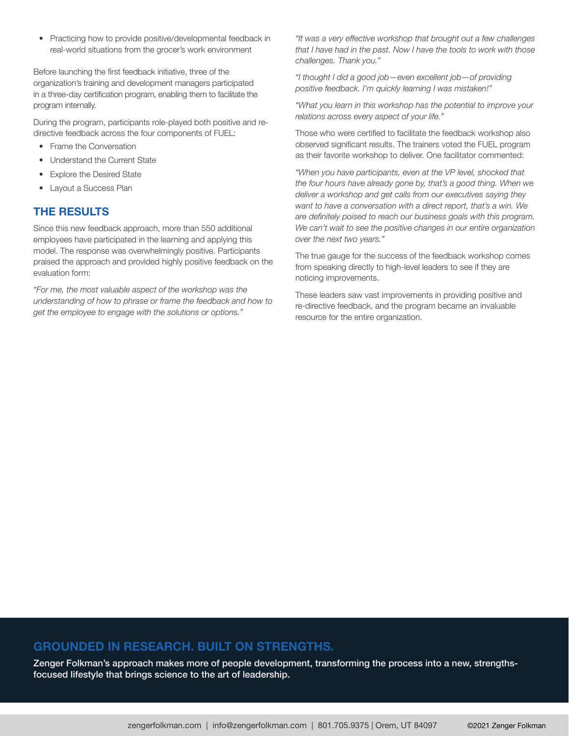- Practicing how to provide positive/developmental feedback in real-world situations from the grocer's work environment

Before launching the first feedback initiative, three of the organization's training and development managers participated in a three-day certification program, enabling them to facilitate the program internally.

During the program, participants role-played both positive and re-directive feedback across the four components of FUEL:

- Frame the Conversation
- Understand the Current State
- Explore the Desired State
- Layout a Success Plan

## THE RESULTS

Since this new feedback approach, more than 550 additional employees have participated in the learning and applying this model. The response was overwhelmingly positive. Participants praised the approach and provided highly positive feedback on the evaluation form:

*"For me, the most valuable aspect of the workshop was the understanding of how to phrase or frame the feedback and how to get the employee to engage with the solutions or options."*

*"It was a very effective workshop that brought out a few challenges that I have had in the past. Now I have the tools to work with those challenges. Thank you."*

*"I thought I did a good job—even excellent job—of providing positive feedback. I'm quickly learning I was mistaken!"*

*"What you learn in this workshop has the potential to improve your relations across every aspect of your life."*

Those who were certified to facilitate the feedback workshop also observed significant results. The trainers voted the FUEL program as their favorite workshop to deliver. One facilitator commented:

*"When you have participants, even at the VP level, shocked that the four hours have already gone by, that's a good thing. When we deliver a workshop and get calls from our executives saying they want to have a conversation with a direct report, that's a win. We are definitely poised to reach our business goals with this program. We can't wait to see the positive changes in our entire organization over the next two years."*

The true gauge for the success of the feedback workshop comes from speaking directly to high-level leaders to see if they are noticing improvements.

These leaders saw vast improvements in providing positive and re-directive feedback, and the program became an invaluable resource for the entire organization.

## GROUNDED IN RESEARCH. BUILT ON STRENGTHS.

Zenger Folkman's approach makes more of people development, transforming the process into a new, strengths-focused lifestyle that brings science to the art of leadership.

zengerfolkman.com | info@zengerfolkman.com | 801.705.9375 | Orem, UT 84097

©2021 Zenger Folkman